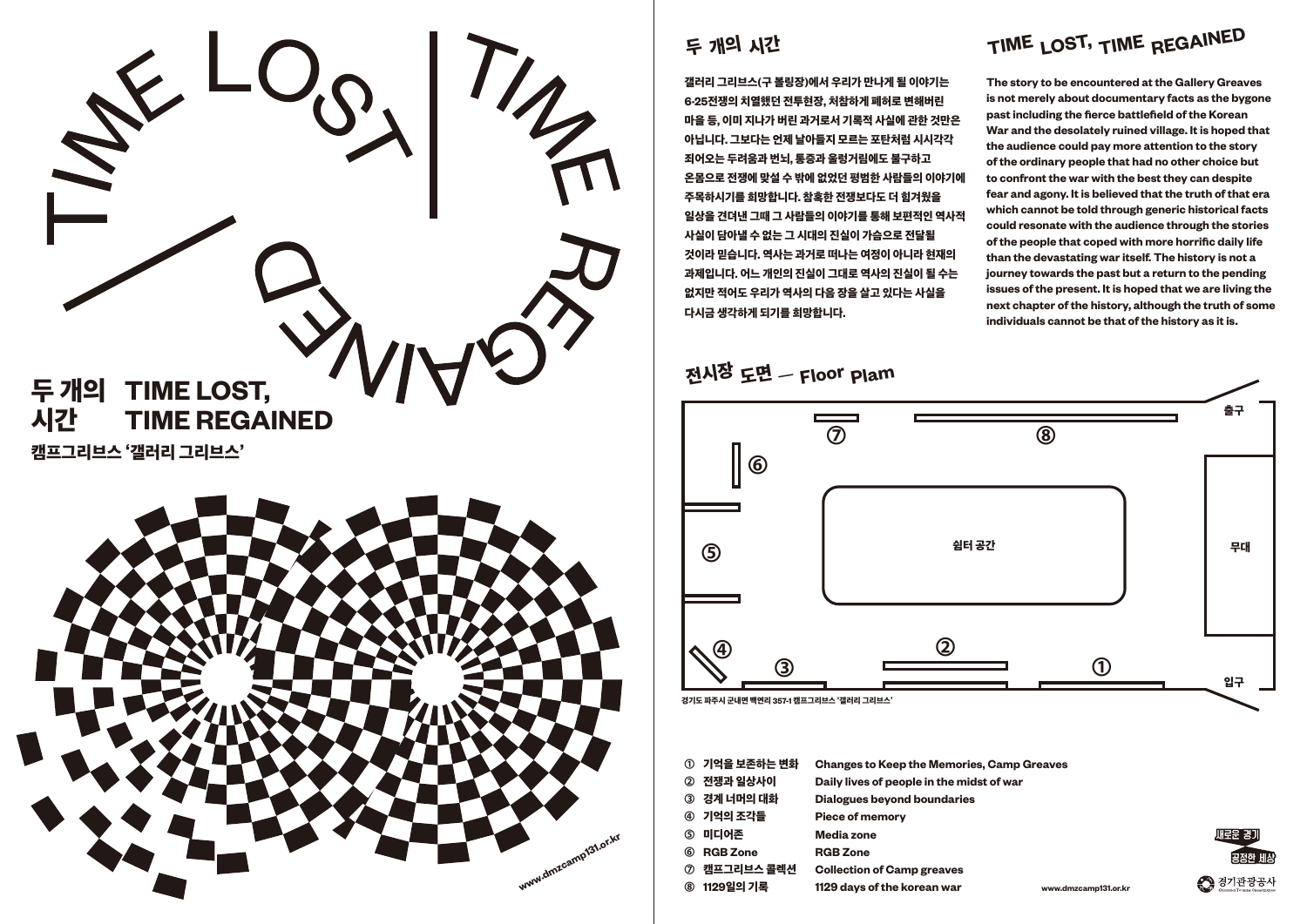# 두 개의 시간 TIME LOST, TIME REGAINED

캠프그리브스 '갤러리 그리브스'

www.dmzcamp131.or.kr

## 두 개의 시간

갤러리 그리브스(구 볼링장)에서 우리가 만나게 될 이야기는 6·25전쟁의 치열했던 전투현장, 처참하게 폐허로 변해버린 마을 등, 이미 지나가 버린 과거로서 기록적 사실에 관한 것만은 아닙니다. 그보다는 언제 날아들지 모르는 포탄처럼 시시각각 죄어오는 두려움과 번뇌, 통증과 울렁거림에도 불구하고 온몸으로 전쟁에 맞설 수 밖에 없었던 평범한 사람들의 이야기에 주목하시기를 희망합니다. 참혹한 전쟁보다도 더 힘겨웠을 일상을 견뎌낸 그때 그 사람들의 이야기를 통해 보편적인 역사적 사실이 담아낼 수 없는 그 시대의 진실이 가슴으로 전달될 것이라 믿습니다. 역사는 과거로 떠나는 여정이 아니라 현재의 과제입니다. 어느 개인의 진실이 그대로 역사의 진실이 될 수는 없지만 적어도 우리가 역사의 다음 장을 살고 있다는 사실을 다시금 생각하게 되기를 희망합니다.

## TIME LOST, TIME REGAINED

The story to be encountered at the Gallery Greaves is not merely about documentary facts as the bygone past including the fierce battlefield of the Korean War and the desolately ruined village. It is hoped that the audience could pay more attention to the story of the ordinary people that had no other choice but to confront the war with the best they can despite fear and agony. It is believed that the truth of that era which cannot be told through generic historical facts could resonate with the audience through the stories of the people that coped with more horrific daily life than the devastating war itself. The history is not a journey towards the past but a return to the pending issues of the present. It is hoped that we are living the next chapter of the history, although the truth of some individuals cannot be that of the history as it is.

## 전시장 도면 — Floor Plam

출구 / 무대 / 쉼터 공간 / 입구

경기도 파주시 군내면 백연리 357-1 캠프그리브스 '갤러리 그리브스'

| | | |
|---|---|---|
| ① | 기억을 보존하는 변화 | Changes to Keep the Memories, Camp Greaves |
| ② | 전쟁과 일상사이 | Daily lives of people in the midst of war |
| ③ | 경계 너머의 대화 | Dialogues beyond boundaries |
| ④ | 기억의 조각들 | Piece of memory |
| ⑤ | 미디어존 | Media zone |
| ⑥ | RGB Zone | RGB Zone |
| ⑦ | 캠프그리브스 콜렉션 | Collection of Camp greaves |
| ⑧ | 1129일의 기록 | 1129 days of the korean war |

www.dmzcamp131.or.kr

새로운 경기 공정한 세상

경기관광공사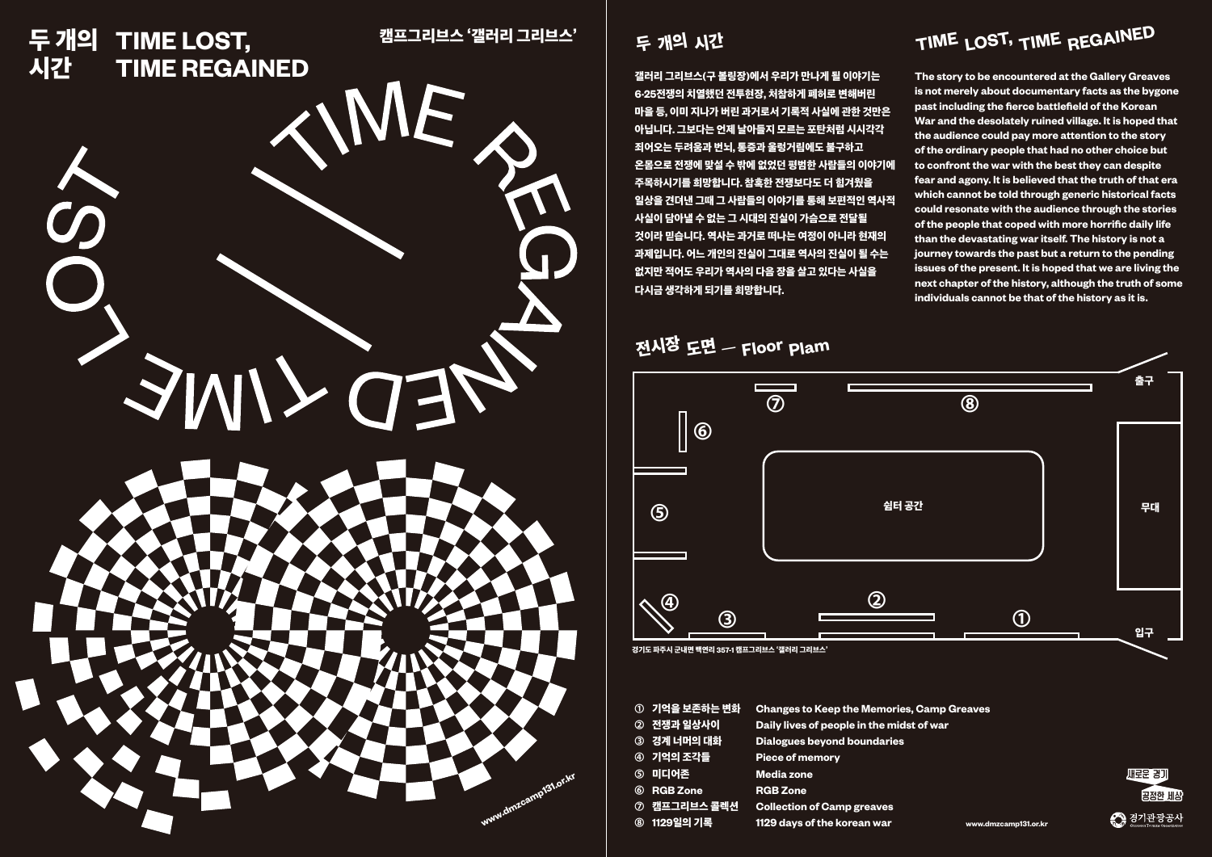# 두 개의 시간 TIME LOST, TIME REGAINED

캠프그리브스 '갤러리 그리브스'

TIME LOST TIME REGAINED TIME LOST TIME REGAINED

www.dmzcamp131.or.kr

## 두 개의 시간

갤러리 그리브스(구 볼링장)에서 우리가 만나게 될 이야기는 6·25전쟁의 치열했던 전투현장, 처참하게 폐허로 변해버린 마을 등, 이미 지나가 버린 과거로서 기록적 사실에 관한 것만은 아닙니다. 그보다는 언제 날아들지 모르는 포탄처럼 시시각각 죄어오는 두려움과 번뇌, 통증과 울렁거림에도 불구하고 온몸으로 전쟁에 맞설 수 밖에 없었던 평범한 사람들의 이야기에 주목하시기를 희망합니다. 참혹한 전쟁보다도 더 힘겨웠을 일상을 견뎌낸 그때 그 사람들의 이야기를 통해 보편적인 역사적 사실이 담아낼 수 없는 그 시대의 진실이 가슴으로 전달될 것이라 믿습니다. 역사는 과거로 떠나는 여정이 아니라 현재의 과제입니다. 어느 개인의 진실이 그대로 역사의 진실이 될 수는 없지만 적어도 우리가 역사의 다음 장을 살고 있다는 사실을 다시금 생각하게 되기를 희망합니다.

## TIME LOST, TIME REGAINED

The story to be encountered at the Gallery Greaves is not merely about documentary facts as the bygone past including the fierce battlefield of the Korean War and the desolately ruined village. It is hoped that the audience could pay more attention to the story of the ordinary people that had no other choice but to confront the war with the best they can despite fear and agony. It is believed that the truth of that era which cannot be told through generic historical facts could resonate with the audience through the stories of the people that coped with more horrific daily life than the devastating war itself. The history is not a journey towards the past but a return to the pending issues of the present. It is hoped that we are living the next chapter of the history, although the truth of some individuals cannot be that of the history as it is.

## 전시장 도면 — Floor Plam

출구

⑦ ⑧

⑥

⑤

쉼터 공간

무대

④ ③ ② ①

입구

경기도 파주시 군내면 백연리 357-1 캠프그리브스 '갤러리 그리브스'

| | | |
|---|---|---|
| ① | 기억을 보존하는 변화 | Changes to Keep the Memories, Camp Greaves |
| ② | 전쟁과 일상사이 | Daily lives of people in the midst of war |
| ③ | 경계 너머의 대화 | Dialogues beyond boundaries |
| ④ | 기억의 조각들 | Piece of memory |
| ⑤ | 미디어존 | Media zone |
| ⑥ | RGB Zone | RGB Zone |
| ⑦ | 캠프그리브스 콜렉션 | Collection of Camp greaves |
| ⑧ | 1129일의 기록 | 1129 days of the korean war |

www.dmzcamp131.or.kr

새로운 경기 공정한 세상

경기관광공사